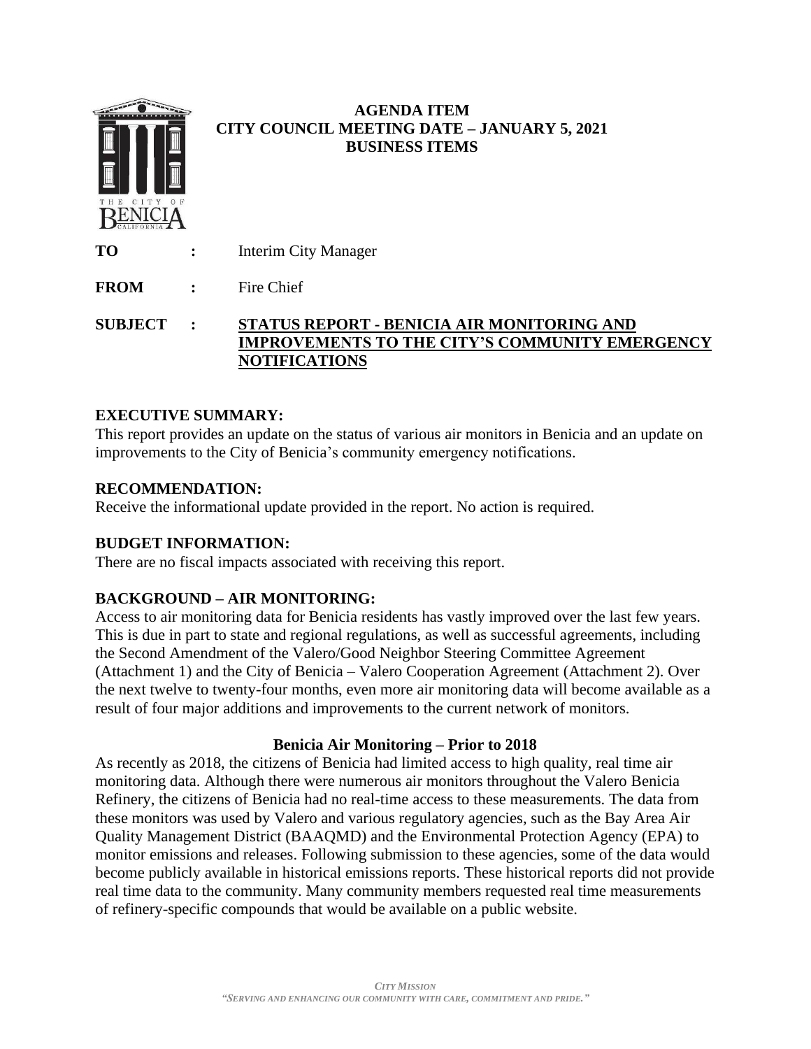**AGENDA ITEM**
**CITY COUNCIL MEETING DATE – JANUARY 5, 2021**
**BUSINESS ITEMS**

**TO** : Interim City Manager

**FROM** : Fire Chief

**SUBJECT** : **STATUS REPORT - BENICIA AIR MONITORING AND IMPROVEMENTS TO THE CITY'S COMMUNITY EMERGENCY NOTIFICATIONS**

## EXECUTIVE SUMMARY:

This report provides an update on the status of various air monitors in Benicia and an update on improvements to the City of Benicia's community emergency notifications.

## RECOMMENDATION:

Receive the informational update provided in the report. No action is required.

## BUDGET INFORMATION:

There are no fiscal impacts associated with receiving this report.

## BACKGROUND – AIR MONITORING:

Access to air monitoring data for Benicia residents has vastly improved over the last few years. This is due in part to state and regional regulations, as well as successful agreements, including the Second Amendment of the Valero/Good Neighbor Steering Committee Agreement (Attachment 1) and the City of Benicia – Valero Cooperation Agreement (Attachment 2). Over the next twelve to twenty-four months, even more air monitoring data will become available as a result of four major additions and improvements to the current network of monitors.

### Benicia Air Monitoring – Prior to 2018

As recently as 2018, the citizens of Benicia had limited access to high quality, real time air monitoring data. Although there were numerous air monitors throughout the Valero Benicia Refinery, the citizens of Benicia had no real-time access to these measurements. The data from these monitors was used by Valero and various regulatory agencies, such as the Bay Area Air Quality Management District (BAAQMD) and the Environmental Protection Agency (EPA) to monitor emissions and releases. Following submission to these agencies, some of the data would become publicly available in historical emissions reports. These historical reports did not provide real time data to the community. Many community members requested real time measurements of refinery-specific compounds that would be available on a public website.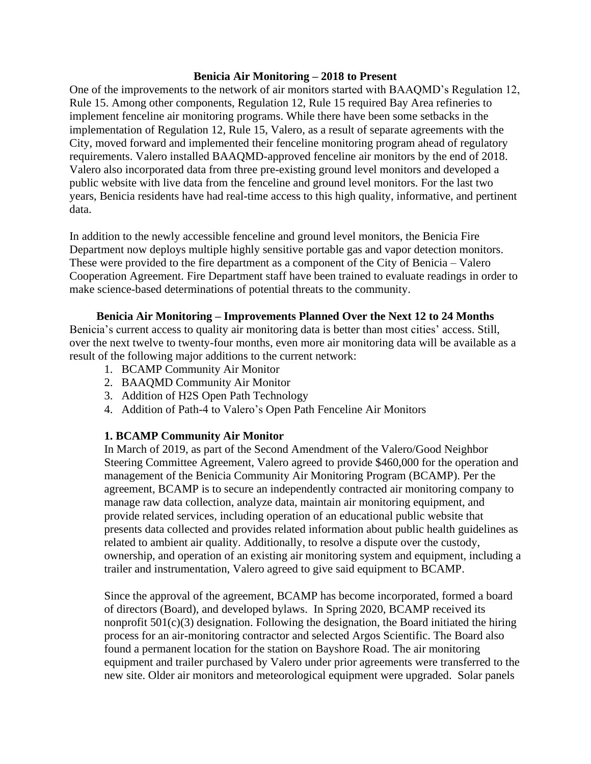## Benicia Air Monitoring – 2018 to Present

One of the improvements to the network of air monitors started with BAAQMD's Regulation 12, Rule 15. Among other components, Regulation 12, Rule 15 required Bay Area refineries to implement fenceline air monitoring programs. While there have been some setbacks in the implementation of Regulation 12, Rule 15, Valero, as a result of separate agreements with the City, moved forward and implemented their fenceline monitoring program ahead of regulatory requirements. Valero installed BAAQMD-approved fenceline air monitors by the end of 2018. Valero also incorporated data from three pre-existing ground level monitors and developed a public website with live data from the fenceline and ground level monitors. For the last two years, Benicia residents have had real-time access to this high quality, informative, and pertinent data.

In addition to the newly accessible fenceline and ground level monitors, the Benicia Fire Department now deploys multiple highly sensitive portable gas and vapor detection monitors. These were provided to the fire department as a component of the City of Benicia – Valero Cooperation Agreement. Fire Department staff have been trained to evaluate readings in order to make science-based determinations of potential threats to the community.

## Benicia Air Monitoring – Improvements Planned Over the Next 12 to 24 Months

Benicia's current access to quality air monitoring data is better than most cities' access. Still, over the next twelve to twenty-four months, even more air monitoring data will be available as a result of the following major additions to the current network:

1. BCAMP Community Air Monitor
2. BAAQMD Community Air Monitor
3. Addition of H2S Open Path Technology
4. Addition of Path-4 to Valero's Open Path Fenceline Air Monitors

### 1. BCAMP Community Air Monitor

In March of 2019, as part of the Second Amendment of the Valero/Good Neighbor Steering Committee Agreement, Valero agreed to provide $460,000 for the operation and management of the Benicia Community Air Monitoring Program (BCAMP). Per the agreement, BCAMP is to secure an independently contracted air monitoring company to manage raw data collection, analyze data, maintain air monitoring equipment, and provide related services, including operation of an educational public website that presents data collected and provides related information about public health guidelines as related to ambient air quality. Additionally, to resolve a dispute over the custody, ownership, and operation of an existing air monitoring system and equipment, including a trailer and instrumentation, Valero agreed to give said equipment to BCAMP.

Since the approval of the agreement, BCAMP has become incorporated, formed a board of directors (Board), and developed bylaws. In Spring 2020, BCAMP received its nonprofit 501(c)(3) designation. Following the designation, the Board initiated the hiring process for an air-monitoring contractor and selected Argos Scientific. The Board also found a permanent location for the station on Bayshore Road. The air monitoring equipment and trailer purchased by Valero under prior agreements were transferred to the new site. Older air monitors and meteorological equipment were upgraded. Solar panels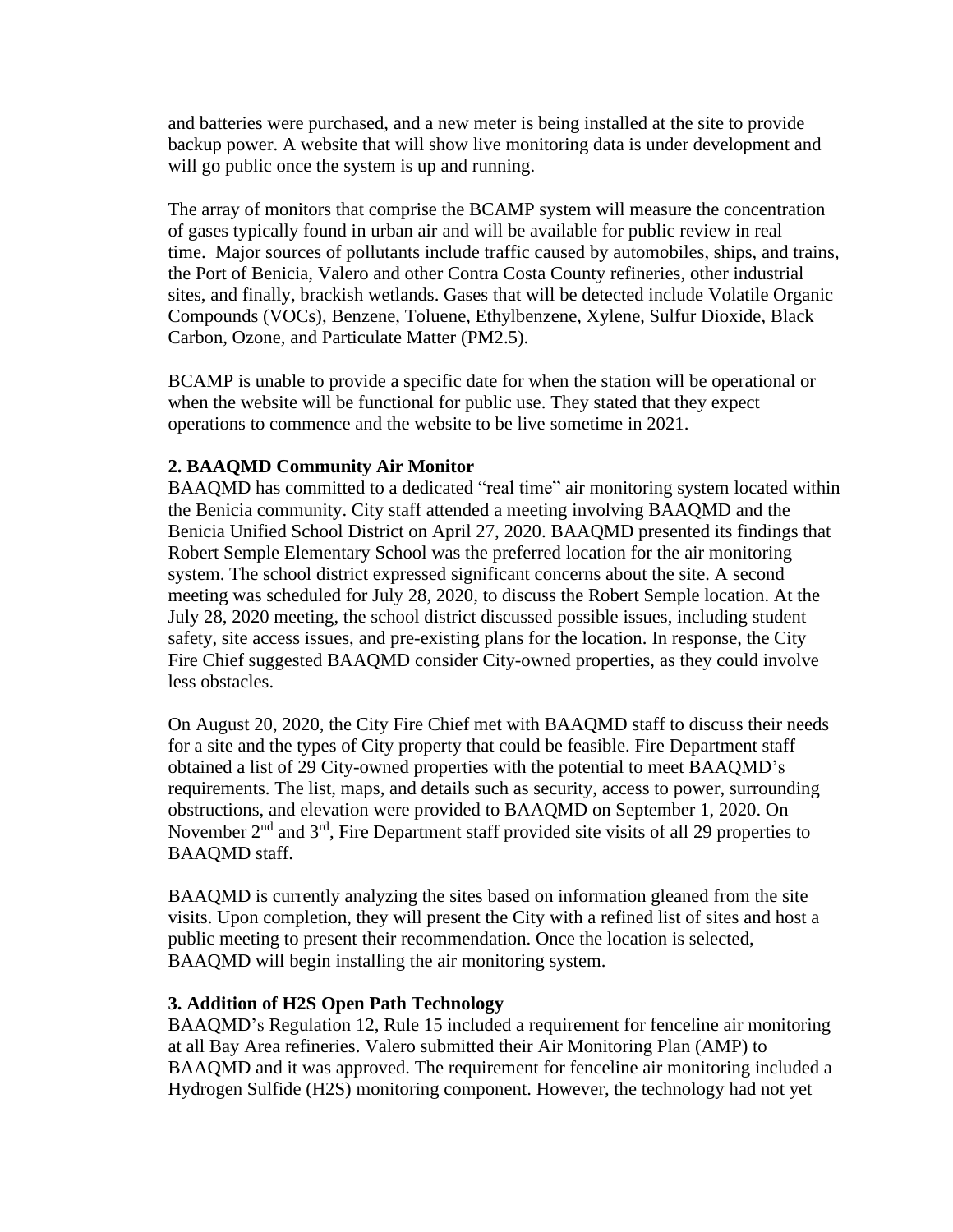and batteries were purchased, and a new meter is being installed at the site to provide backup power. A website that will show live monitoring data is under development and will go public once the system is up and running.

The array of monitors that comprise the BCAMP system will measure the concentration of gases typically found in urban air and will be available for public review in real time. Major sources of pollutants include traffic caused by automobiles, ships, and trains, the Port of Benicia, Valero and other Contra Costa County refineries, other industrial sites, and finally, brackish wetlands. Gases that will be detected include Volatile Organic Compounds (VOCs), Benzene, Toluene, Ethylbenzene, Xylene, Sulfur Dioxide, Black Carbon, Ozone, and Particulate Matter (PM2.5).

BCAMP is unable to provide a specific date for when the station will be operational or when the website will be functional for public use. They stated that they expect operations to commence and the website to be live sometime in 2021.

**2. BAAQMD Community Air Monitor**

BAAQMD has committed to a dedicated "real time" air monitoring system located within the Benicia community. City staff attended a meeting involving BAAQMD and the Benicia Unified School District on April 27, 2020. BAAQMD presented its findings that Robert Semple Elementary School was the preferred location for the air monitoring system. The school district expressed significant concerns about the site. A second meeting was scheduled for July 28, 2020, to discuss the Robert Semple location. At the July 28, 2020 meeting, the school district discussed possible issues, including student safety, site access issues, and pre-existing plans for the location. In response, the City Fire Chief suggested BAAQMD consider City-owned properties, as they could involve less obstacles.

On August 20, 2020, the City Fire Chief met with BAAQMD staff to discuss their needs for a site and the types of City property that could be feasible. Fire Department staff obtained a list of 29 City-owned properties with the potential to meet BAAQMD's requirements. The list, maps, and details such as security, access to power, surrounding obstructions, and elevation were provided to BAAQMD on September 1, 2020. On November 2nd and 3rd, Fire Department staff provided site visits of all 29 properties to BAAQMD staff.

BAAQMD is currently analyzing the sites based on information gleaned from the site visits. Upon completion, they will present the City with a refined list of sites and host a public meeting to present their recommendation. Once the location is selected, BAAQMD will begin installing the air monitoring system.

**3. Addition of H2S Open Path Technology**

BAAQMD's Regulation 12, Rule 15 included a requirement for fenceline air monitoring at all Bay Area refineries. Valero submitted their Air Monitoring Plan (AMP) to BAAQMD and it was approved. The requirement for fenceline air monitoring included a Hydrogen Sulfide (H2S) monitoring component. However, the technology had not yet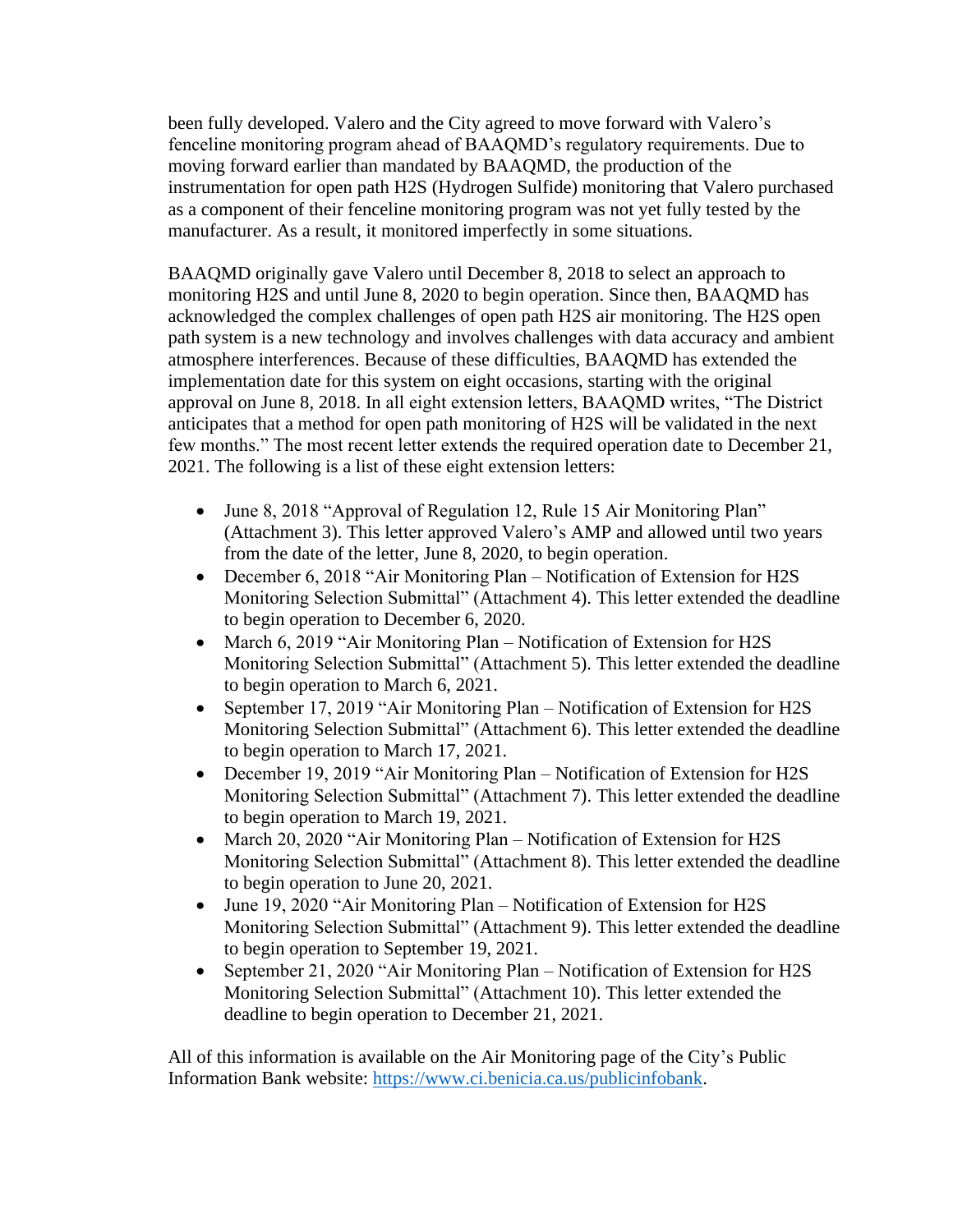been fully developed. Valero and the City agreed to move forward with Valero's fenceline monitoring program ahead of BAAQMD's regulatory requirements. Due to moving forward earlier than mandated by BAAQMD, the production of the instrumentation for open path $H_2S$ (Hydrogen Sulfide) monitoring that Valero purchased as a component of their fenceline monitoring program was not yet fully tested by the manufacturer. As a result, it monitored imperfectly in some situations.

BAAQMD originally gave Valero until December 8, 2018 to select an approach to monitoring $H_2S$ and until June 8, 2020 to begin operation. Since then, BAAQMD has acknowledged the complex challenges of open path $H_2S$ air monitoring. The $H_2S$ open path system is a new technology and involves challenges with data accuracy and ambient atmosphere interferences. Because of these difficulties, BAAQMD has extended the implementation date for this system on eight occasions, starting with the original approval on June 8, 2018. In all eight extension letters, BAAQMD writes, "The District anticipates that a method for open path monitoring of $H_2S$ will be validated in the next few months." The most recent letter extends the required operation date to December 21, 2021. The following is a list of these eight extension letters:

- June 8, 2018 "Approval of Regulation 12, Rule 15 Air Monitoring Plan" (Attachment 3). This letter approved Valero's AMP and allowed until two years from the date of the letter, June 8, 2020, to begin operation.
- December 6, 2018 "Air Monitoring Plan – Notification of Extension for $H_2S$ Monitoring Selection Submittal" (Attachment 4). This letter extended the deadline to begin operation to December 6, 2020.
- March 6, 2019 "Air Monitoring Plan – Notification of Extension for $H_2S$ Monitoring Selection Submittal" (Attachment 5). This letter extended the deadline to begin operation to March 6, 2021.
- September 17, 2019 "Air Monitoring Plan – Notification of Extension for $H_2S$ Monitoring Selection Submittal" (Attachment 6). This letter extended the deadline to begin operation to March 17, 2021.
- December 19, 2019 "Air Monitoring Plan – Notification of Extension for $H_2S$ Monitoring Selection Submittal" (Attachment 7). This letter extended the deadline to begin operation to March 19, 2021.
- March 20, 2020 "Air Monitoring Plan – Notification of Extension for $H_2S$ Monitoring Selection Submittal" (Attachment 8). This letter extended the deadline to begin operation to June 20, 2021.
- June 19, 2020 "Air Monitoring Plan – Notification of Extension for $H_2S$ Monitoring Selection Submittal" (Attachment 9). This letter extended the deadline to begin operation to September 19, 2021.
- September 21, 2020 "Air Monitoring Plan – Notification of Extension for $H_2S$ Monitoring Selection Submittal" (Attachment 10). This letter extended the deadline to begin operation to December 21, 2021.

All of this information is available on the Air Monitoring page of the City's Public Information Bank website: https://www.ci.benicia.ca.us/publicinfobank.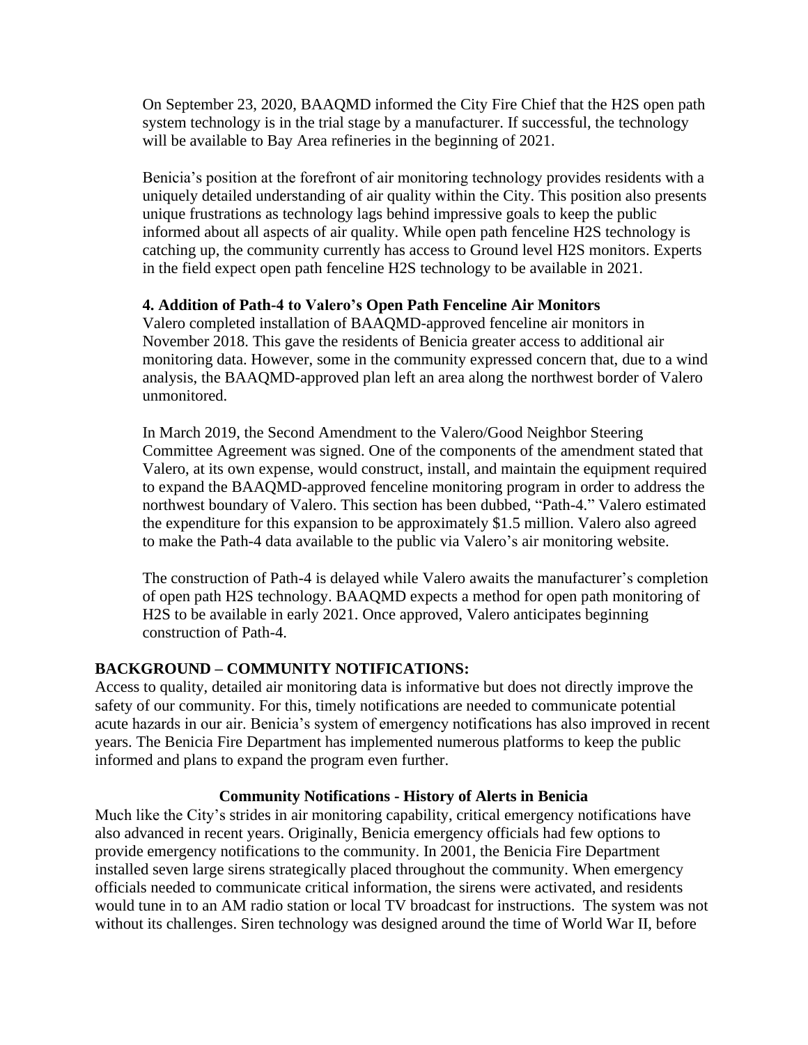On September 23, 2020, BAAQMD informed the City Fire Chief that the H2S open path system technology is in the trial stage by a manufacturer. If successful, the technology will be available to Bay Area refineries in the beginning of 2021.

Benicia's position at the forefront of air monitoring technology provides residents with a uniquely detailed understanding of air quality within the City. This position also presents unique frustrations as technology lags behind impressive goals to keep the public informed about all aspects of air quality. While open path fenceline H2S technology is catching up, the community currently has access to Ground level H2S monitors. Experts in the field expect open path fenceline H2S technology to be available in 2021.

**4. Addition of Path-4 to Valero's Open Path Fenceline Air Monitors**

Valero completed installation of BAAQMD-approved fenceline air monitors in November 2018. This gave the residents of Benicia greater access to additional air monitoring data. However, some in the community expressed concern that, due to a wind analysis, the BAAQMD-approved plan left an area along the northwest border of Valero unmonitored.

In March 2019, the Second Amendment to the Valero/Good Neighbor Steering Committee Agreement was signed. One of the components of the amendment stated that Valero, at its own expense, would construct, install, and maintain the equipment required to expand the BAAQMD-approved fenceline monitoring program in order to address the northwest boundary of Valero. This section has been dubbed, "Path-4." Valero estimated the expenditure for this expansion to be approximately $1.5 million. Valero also agreed to make the Path-4 data available to the public via Valero's air monitoring website.

The construction of Path-4 is delayed while Valero awaits the manufacturer's completion of open path H2S technology. BAAQMD expects a method for open path monitoring of H2S to be available in early 2021. Once approved, Valero anticipates beginning construction of Path-4.

## BACKGROUND – COMMUNITY NOTIFICATIONS:

Access to quality, detailed air monitoring data is informative but does not directly improve the safety of our community. For this, timely notifications are needed to communicate potential acute hazards in our air. Benicia's system of emergency notifications has also improved in recent years. The Benicia Fire Department has implemented numerous platforms to keep the public informed and plans to expand the program even further.

### Community Notifications - History of Alerts in Benicia

Much like the City's strides in air monitoring capability, critical emergency notifications have also advanced in recent years. Originally, Benicia emergency officials had few options to provide emergency notifications to the community. In 2001, the Benicia Fire Department installed seven large sirens strategically placed throughout the community. When emergency officials needed to communicate critical information, the sirens were activated, and residents would tune in to an AM radio station or local TV broadcast for instructions. The system was not without its challenges. Siren technology was designed around the time of World War II, before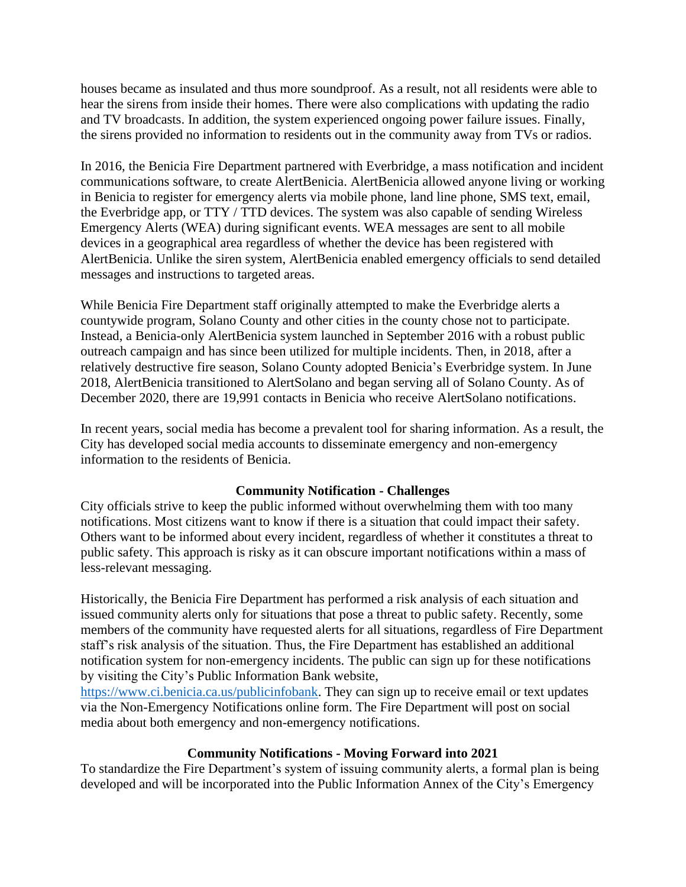houses became as insulated and thus more soundproof. As a result, not all residents were able to hear the sirens from inside their homes. There were also complications with updating the radio and TV broadcasts. In addition, the system experienced ongoing power failure issues. Finally, the sirens provided no information to residents out in the community away from TVs or radios.

In 2016, the Benicia Fire Department partnered with Everbridge, a mass notification and incident communications software, to create AlertBenicia. AlertBenicia allowed anyone living or working in Benicia to register for emergency alerts via mobile phone, land line phone, SMS text, email, the Everbridge app, or TTY / TTD devices. The system was also capable of sending Wireless Emergency Alerts (WEA) during significant events. WEA messages are sent to all mobile devices in a geographical area regardless of whether the device has been registered with AlertBenicia. Unlike the siren system, AlertBenicia enabled emergency officials to send detailed messages and instructions to targeted areas.

While Benicia Fire Department staff originally attempted to make the Everbridge alerts a countywide program, Solano County and other cities in the county chose not to participate. Instead, a Benicia-only AlertBenicia system launched in September 2016 with a robust public outreach campaign and has since been utilized for multiple incidents. Then, in 2018, after a relatively destructive fire season, Solano County adopted Benicia's Everbridge system. In June 2018, AlertBenicia transitioned to AlertSolano and began serving all of Solano County. As of December 2020, there are 19,991 contacts in Benicia who receive AlertSolano notifications.

In recent years, social media has become a prevalent tool for sharing information. As a result, the City has developed social media accounts to disseminate emergency and non-emergency information to the residents of Benicia.

## Community Notification - Challenges

City officials strive to keep the public informed without overwhelming them with too many notifications. Most citizens want to know if there is a situation that could impact their safety. Others want to be informed about every incident, regardless of whether it constitutes a threat to public safety. This approach is risky as it can obscure important notifications within a mass of less-relevant messaging.

Historically, the Benicia Fire Department has performed a risk analysis of each situation and issued community alerts only for situations that pose a threat to public safety. Recently, some members of the community have requested alerts for all situations, regardless of Fire Department staff's risk analysis of the situation. Thus, the Fire Department has established an additional notification system for non-emergency incidents. The public can sign up for these notifications by visiting the City's Public Information Bank website, [https://www.ci.benicia.ca.us/publicinfobank](https://www.ci.benicia.ca.us/publicinfobank). They can sign up to receive email or text updates via the Non-Emergency Notifications online form. The Fire Department will post on social media about both emergency and non-emergency notifications.

## Community Notifications - Moving Forward into 2021

To standardize the Fire Department's system of issuing community alerts, a formal plan is being developed and will be incorporated into the Public Information Annex of the City's Emergency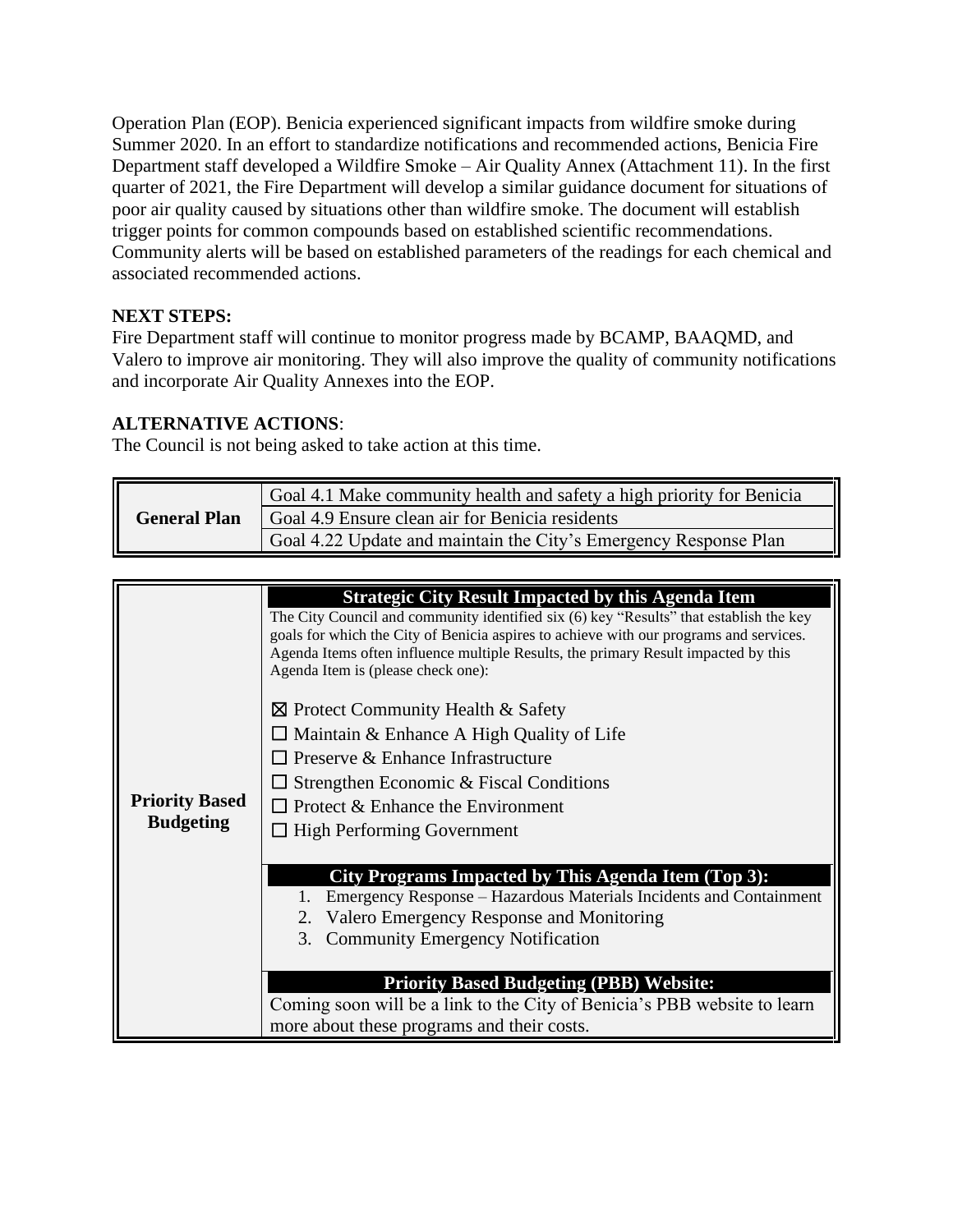Operation Plan (EOP). Benicia experienced significant impacts from wildfire smoke during Summer 2020. In an effort to standardize notifications and recommended actions, Benicia Fire Department staff developed a Wildfire Smoke – Air Quality Annex (Attachment 11). In the first quarter of 2021, the Fire Department will develop a similar guidance document for situations of poor air quality caused by situations other than wildfire smoke. The document will establish trigger points for common compounds based on established scientific recommendations. Community alerts will be based on established parameters of the readings for each chemical and associated recommended actions.

**NEXT STEPS:**
Fire Department staff will continue to monitor progress made by BCAMP, BAAQMD, and Valero to improve air monitoring. They will also improve the quality of community notifications and incorporate Air Quality Annexes into the EOP.

**ALTERNATIVE ACTIONS**:
The Council is not being asked to take action at this time.

| General Plan | |
|---|---|
| | Goal 4.1 Make community health and safety a high priority for Benicia |
| | Goal 4.9 Ensure clean air for Benicia residents |
| | Goal 4.22 Update and maintain the City's Emergency Response Plan |

| Priority Based Budgeting | |
|---|---|
| | **Strategic City Result Impacted by this Agenda Item** |
| | The City Council and community identified six (6) key "Results" that establish the key goals for which the City of Benicia aspires to achieve with our programs and services. Agenda Items often influence multiple Results, the primary Result impacted by this Agenda Item is (please check one): |
| | ☒ Protect Community Health & Safety<br>☐ Maintain & Enhance A High Quality of Life<br>☐ Preserve & Enhance Infrastructure<br>☐ Strengthen Economic & Fiscal Conditions<br>☐ Protect & Enhance the Environment<br>☐ High Performing Government |
| | **City Programs Impacted by This Agenda Item (Top 3):** |
| | 1. Emergency Response – Hazardous Materials Incidents and Containment<br>2. Valero Emergency Response and Monitoring<br>3. Community Emergency Notification |
| | **Priority Based Budgeting (PBB) Website:** |
| | Coming soon will be a link to the City of Benicia's PBB website to learn more about these programs and their costs. |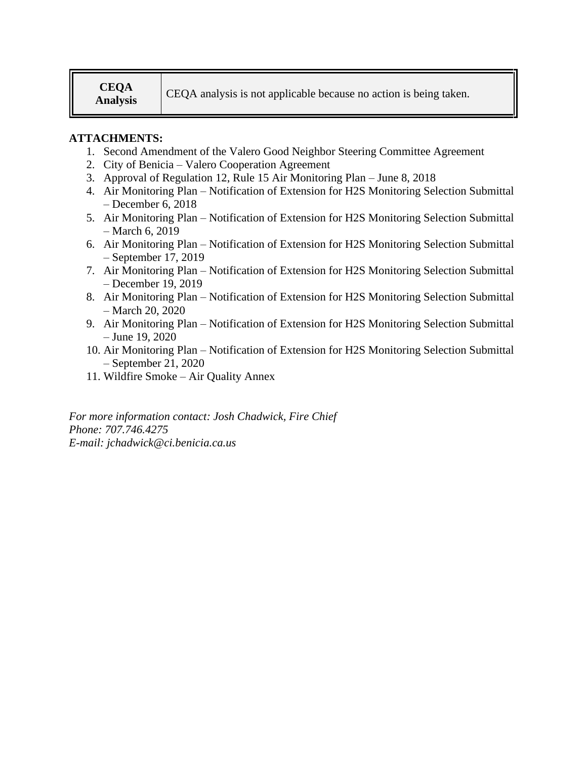| | |
|---|---|
| **CEQA Analysis** | CEQA analysis is not applicable because no action is being taken. |

**ATTACHMENTS:**

1. Second Amendment of the Valero Good Neighbor Steering Committee Agreement
2. City of Benicia – Valero Cooperation Agreement
3. Approval of Regulation 12, Rule 15 Air Monitoring Plan – June 8, 2018
4. Air Monitoring Plan – Notification of Extension for H2S Monitoring Selection Submittal – December 6, 2018
5. Air Monitoring Plan – Notification of Extension for H2S Monitoring Selection Submittal – March 6, 2019
6. Air Monitoring Plan – Notification of Extension for H2S Monitoring Selection Submittal – September 17, 2019
7. Air Monitoring Plan – Notification of Extension for H2S Monitoring Selection Submittal – December 19, 2019
8. Air Monitoring Plan – Notification of Extension for H2S Monitoring Selection Submittal – March 20, 2020
9. Air Monitoring Plan – Notification of Extension for H2S Monitoring Selection Submittal – June 19, 2020
10. Air Monitoring Plan – Notification of Extension for H2S Monitoring Selection Submittal – September 21, 2020
11. Wildfire Smoke – Air Quality Annex

*For more information contact: Josh Chadwick, Fire Chief*
*Phone: 707.746.4275*
*E-mail: jchadwick@ci.benicia.ca.us*